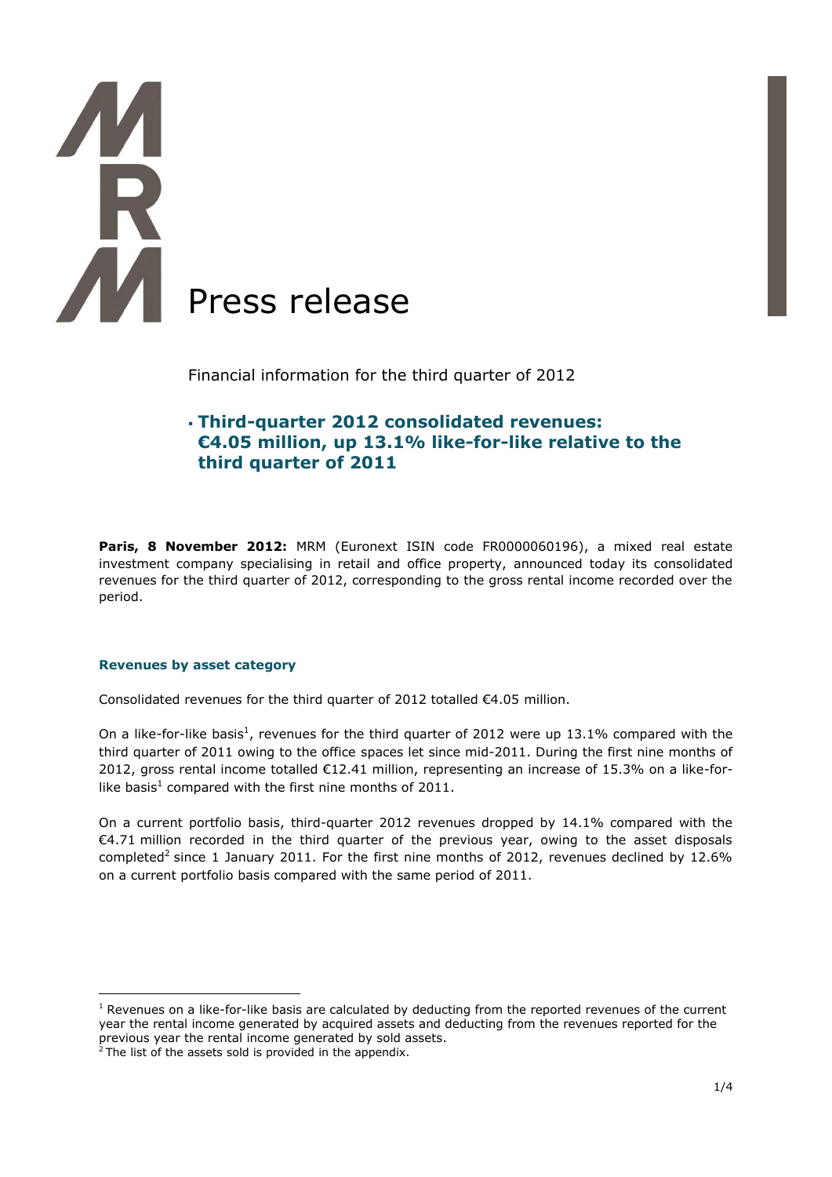# Press release

Financial information for the third quarter of 2012

## Third-quarter 2012 consolidated revenues: €4.05 million, up 13.1% like-for-like relative to the third quarter of 2011

**Paris, 8 November 2012:** MRM (Euronext ISIN code FR0000060196), a mixed real estate investment company specialising in retail and office property, announced today its consolidated revenues for the third quarter of 2012, corresponding to the gross rental income recorded over the period.

### Revenues by asset category

Consolidated revenues for the third quarter of 2012 totalled €4.05 million.

On a like-for-like basis[1], revenues for the third quarter of 2012 were up 13.1% compared with the third quarter of 2011 owing to the office spaces let since mid-2011. During the first nine months of 2012, gross rental income totalled €12.41 million, representing an increase of 15.3% on a like-for-like basis[1] compared with the first nine months of 2011.

On a current portfolio basis, third-quarter 2012 revenues dropped by 14.1% compared with the €4.71 million recorded in the third quarter of the previous year, owing to the asset disposals completed[2] since 1 January 2011. For the first nine months of 2012, revenues declined by 12.6% on a current portfolio basis compared with the same period of 2011.

---

[1] Revenues on a like-for-like basis are calculated by deducting from the reported revenues of the current year the rental income generated by acquired assets and deducting from the revenues reported for the previous year the rental income generated by sold assets.

[2] The list of the assets sold is provided in the appendix.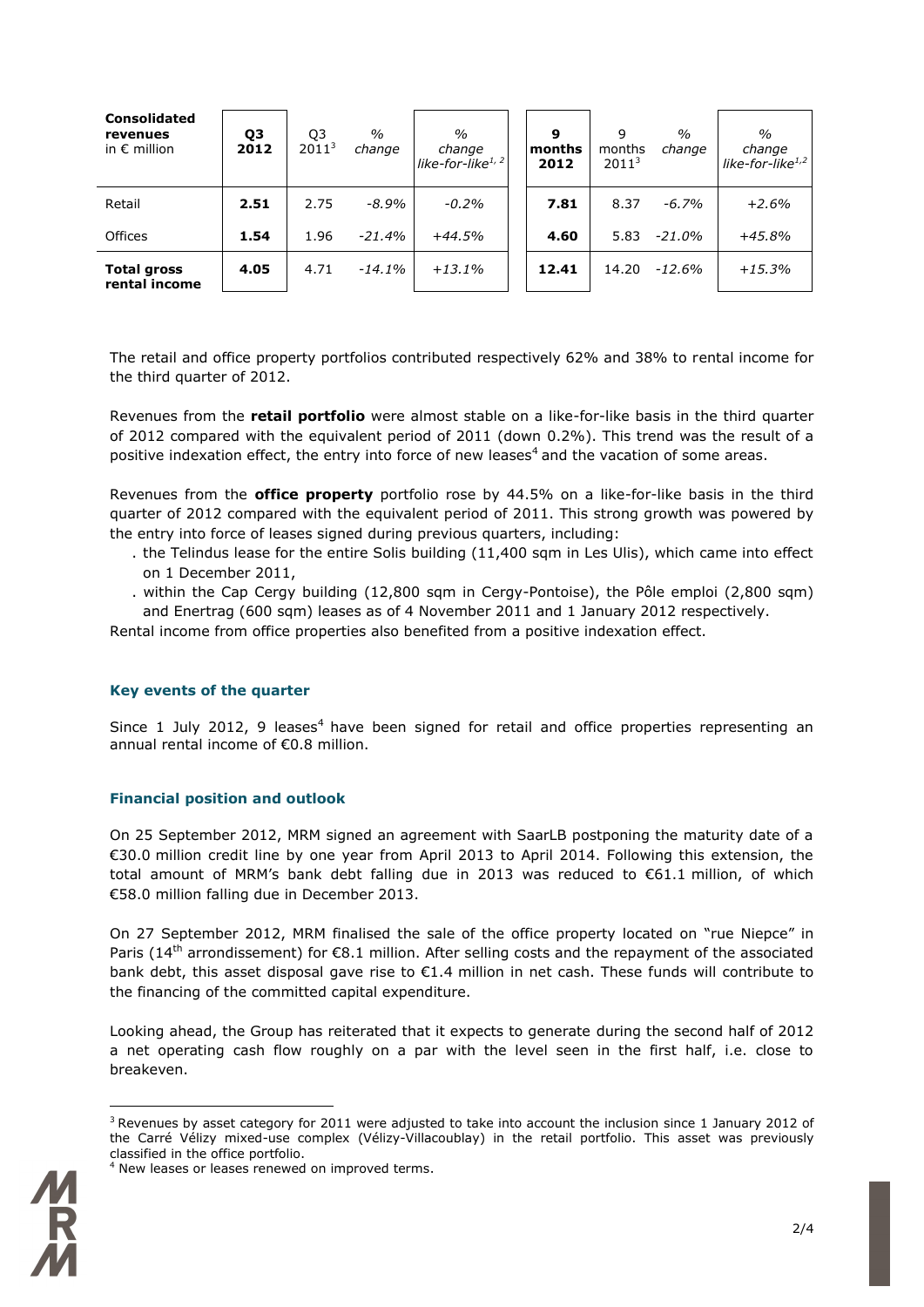| Consolidated revenues in € million | Q3 2012 | Q3 2011[3] | % change | % change like-for-like[1, 2] | 9 months 2012 | 9 months 2011[3] | % change | % change like-for-like[1,2] |
|---|---|---|---|---|---|---|---|---|
| Retail | **2.51** | 2.75 | *-8.9%* | *-0.2%* | **7.81** | 8.37 | *-6.7%* | *+2.6%* |
| Offices | **1.54** | 1.96 | *-21.4%* | *+44.5%* | **4.60** | 5.83 | *-21.0%* | *+45.8%* |
| **Total gross rental income** | **4.05** | 4.71 | *-14.1%* | *+13.1%* | **12.41** | 14.20 | *-12.6%* | *+15.3%* |

The retail and office property portfolios contributed respectively 62% and 38% to rental income for the third quarter of 2012.

Revenues from the **retail portfolio** were almost stable on a like-for-like basis in the third quarter of 2012 compared with the equivalent period of 2011 (down 0.2%). This trend was the result of a positive indexation effect, the entry into force of new leases[4] and the vacation of some areas.

Revenues from the **office property** portfolio rose by 44.5% on a like-for-like basis in the third quarter of 2012 compared with the equivalent period of 2011. This strong growth was powered by the entry into force of leases signed during previous quarters, including:

- the Telindus lease for the entire Solis building (11,400 sqm in Les Ulis), which came into effect on 1 December 2011,
- within the Cap Cergy building (12,800 sqm in Cergy-Pontoise), the Pôle emploi (2,800 sqm) and Enertrag (600 sqm) leases as of 4 November 2011 and 1 January 2012 respectively.

Rental income from office properties also benefited from a positive indexation effect.

### Key events of the quarter

Since 1 July 2012, 9 leases[4] have been signed for retail and office properties representing an annual rental income of €0.8 million.

### Financial position and outlook

On 25 September 2012, MRM signed an agreement with SaarLB postponing the maturity date of a €30.0 million credit line by one year from April 2013 to April 2014. Following this extension, the total amount of MRM's bank debt falling due in 2013 was reduced to €61.1 million, of which €58.0 million falling due in December 2013.

On 27 September 2012, MRM finalised the sale of the office property located on "rue Niepce" in Paris (14th arrondissement) for €8.1 million. After selling costs and the repayment of the associated bank debt, this asset disposal gave rise to €1.4 million in net cash. These funds will contribute to the financing of the committed capital expenditure.

Looking ahead, the Group has reiterated that it expects to generate during the second half of 2012 a net operating cash flow roughly on a par with the level seen in the first half, i.e. close to breakeven.

---

[3] Revenues by asset category for 2011 were adjusted to take into account the inclusion since 1 January 2012 of the Carré Vélizy mixed-use complex (Vélizy-Villacoublay) in the retail portfolio. This asset was previously classified in the office portfolio.

[4] New leases or leases renewed on improved terms.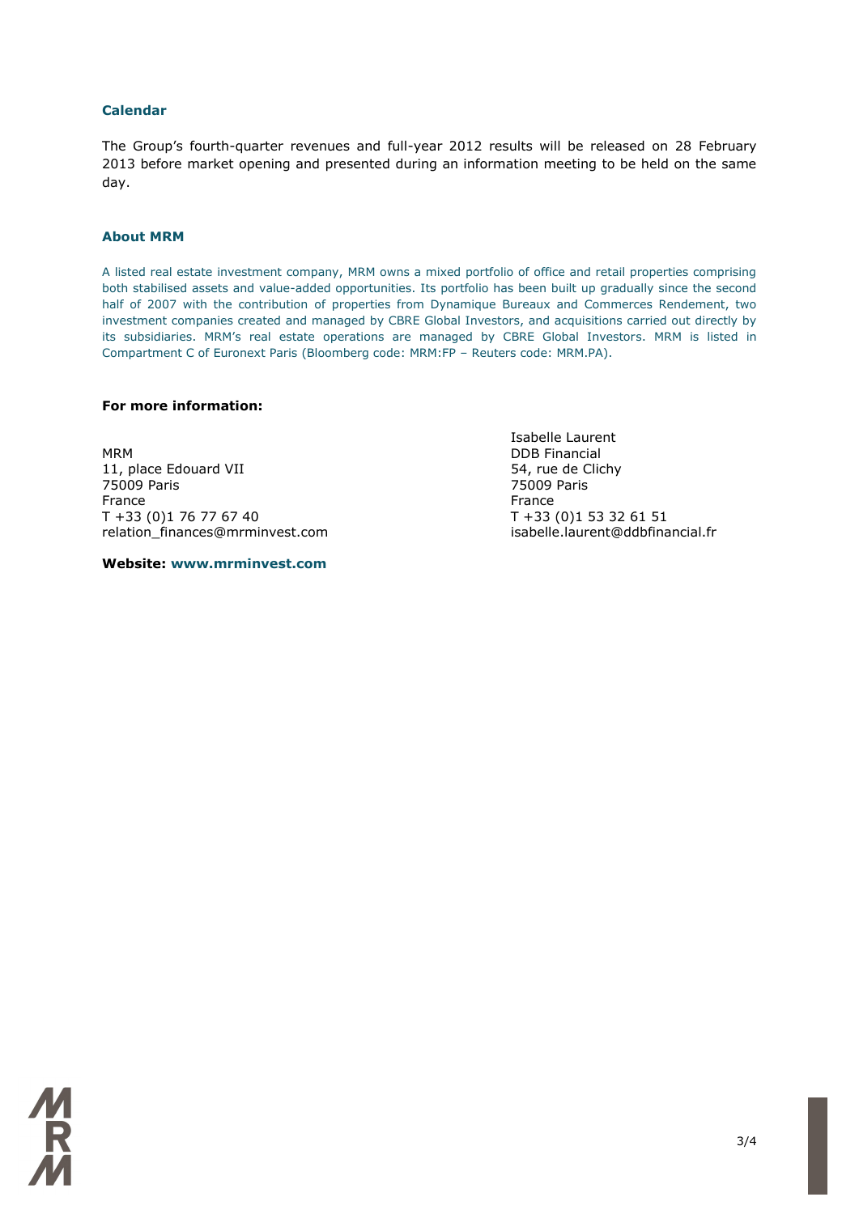## Calendar

The Group's fourth-quarter revenues and full-year 2012 results will be released on 28 February 2013 before market opening and presented during an information meeting to be held on the same day.

## About MRM

A listed real estate investment company, MRM owns a mixed portfolio of office and retail properties comprising both stabilised assets and value-added opportunities. Its portfolio has been built up gradually since the second half of 2007 with the contribution of properties from Dynamique Bureaux and Commerces Rendement, two investment companies created and managed by CBRE Global Investors, and acquisitions carried out directly by its subsidiaries. MRM's real estate operations are managed by CBRE Global Investors. MRM is listed in Compartment C of Euronext Paris (Bloomberg code: MRM:FP – Reuters code: MRM.PA).

**For more information:**

MRM
11, place Edouard VII
75009 Paris
France
T +33 (0)1 76 77 67 40
relation_finances@mrminvest.com

Isabelle Laurent
DDB Financial
54, rue de Clichy
75009 Paris
France
T +33 (0)1 53 32 61 51
isabelle.laurent@ddbfinancial.fr

**Website: www.mrminvest.com**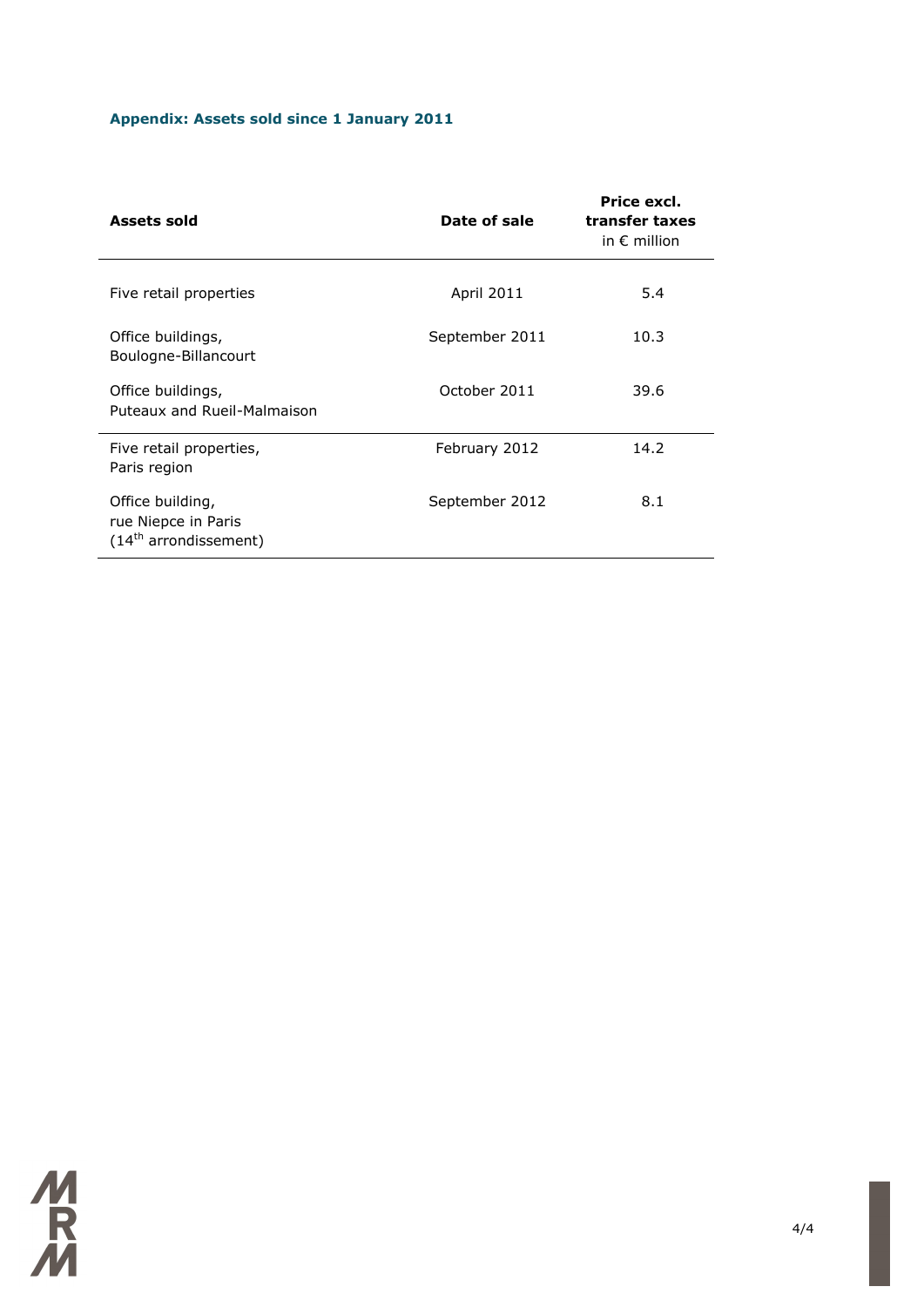### Appendix: Assets sold since 1 January 2011

| Assets sold | Date of sale | Price excl. transfer taxes in € million |
|---|---|---|
| Five retail properties | April 2011 | 5.4 |
| Office buildings, Boulogne-Billancourt | September 2011 | 10.3 |
| Office buildings, Puteaux and Rueil-Malmaison | October 2011 | 39.6 |
| Five retail properties, Paris region | February 2012 | 14.2 |
| Office building, rue Niepce in Paris (14th arrondissement) | September 2012 | 8.1 |